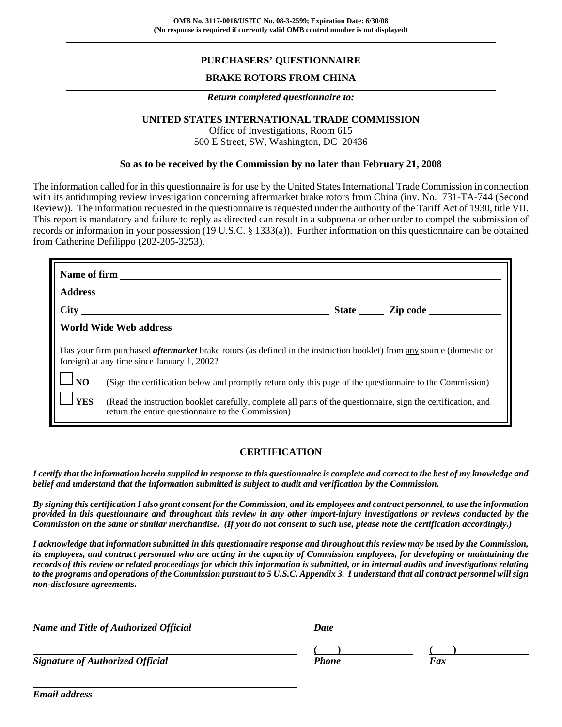OMB No. 3117-0016/USITC No. 08-3-2599; Expiration Date: 6/30/08
(No response is required if currently valid OMB control number is not displayed)

# PURCHASERS' QUESTIONNAIRE

## BRAKE ROTORS FROM CHINA

*Return completed questionnaire to:*

**UNITED STATES INTERNATIONAL TRADE COMMISSION**
Office of Investigations, Room 615
500 E Street, SW, Washington, DC 20436

**So as to be received by the Commission by no later than February 21, 2008**

The information called for in this questionnaire is for use by the United States International Trade Commission in connection with its antidumping review investigation concerning aftermarket brake rotors from China (inv. No. 731-TA-744 (Second Review)). The information requested in the questionnaire is requested under the authority of the Tariff Act of 1930, title VII. This report is mandatory and failure to reply as directed can result in a subpoena or other order to compel the submission of records or information in your possession (19 U.S.C. § 1333(a)). Further information on this questionnaire can be obtained from Catherine Defilippo (202-205-3253).

**Name of firm** ______________________________

**Address** ______________________________

**City** ______________________ **State** _____ **Zip code** __________

**World Wide Web address** ______________________________

Has your firm purchased ***aftermarket*** brake rotors (as defined in the instruction booklet) from any source (domestic or foreign) at any time since January 1, 2002?

☐ **NO** (Sign the certification below and promptly return only this page of the questionnaire to the Commission)

☐ **YES** (Read the instruction booklet carefully, complete all parts of the questionnaire, sign the certification, and return the entire questionnaire to the Commission)

## CERTIFICATION

***I certify that the information herein supplied in response to this questionnaire is complete and correct to the best of my knowledge and belief and understand that the information submitted is subject to audit and verification by the Commission.***

***By signing this certification I also grant consent for the Commission, and its employees and contract personnel, to use the information provided in this questionnaire and throughout this review in any other import-injury investigations or reviews conducted by the Commission on the same or similar merchandise. (If you do not consent to such use, please note the certification accordingly.)***

***I acknowledge that information submitted in this questionnaire response and throughout this review may be used by the Commission, its employees, and contract personnel who are acting in the capacity of Commission employees, for developing or maintaining the records of this review or related proceedings for which this information is submitted, or in internal audits and investigations relating to the programs and operations of the Commission pursuant to 5 U.S.C. Appendix 3. I understand that all contract personnel will sign non-disclosure agreements.***

______________________________ ______________________________
***Name and Title of Authorized Official*** ***Date***

______________________________ (   ) __________ (   ) __________
***Signature of Authorized Official*** ***Phone*** ***Fax***

______________________________
***Email address***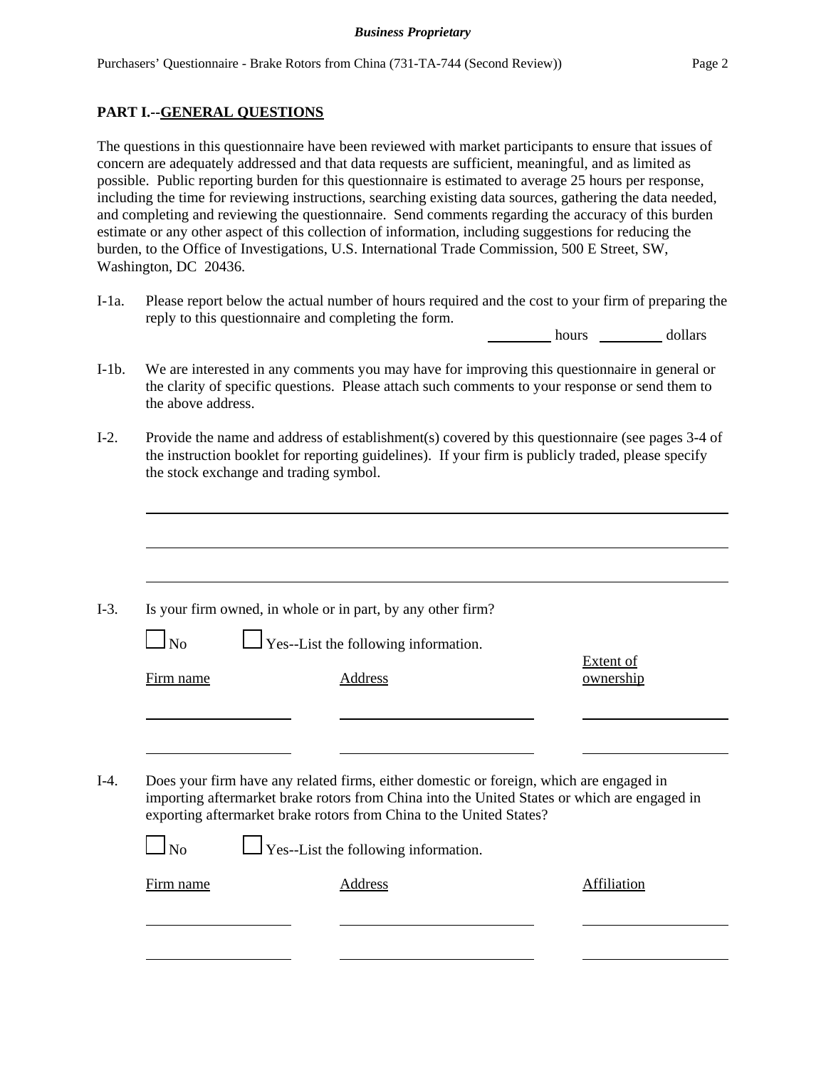## PART I.--GENERAL QUESTIONS

The questions in this questionnaire have been reviewed with market participants to ensure that issues of concern are adequately addressed and that data requests are sufficient, meaningful, and as limited as possible. Public reporting burden for this questionnaire is estimated to average 25 hours per response, including the time for reviewing instructions, searching existing data sources, gathering the data needed, and completing and reviewing the questionnaire. Send comments regarding the accuracy of this burden estimate or any other aspect of this collection of information, including suggestions for reducing the burden, to the Office of Investigations, U.S. International Trade Commission, 500 E Street, SW, Washington, DC 20436.

I-1a. Please report below the actual number of hours required and the cost to your firm of preparing the reply to this questionnaire and completing the form.

_________ hours _________ dollars

I-1b. We are interested in any comments you may have for improving this questionnaire in general or the clarity of specific questions. Please attach such comments to your response or send them to the above address.

I-2. Provide the name and address of establishment(s) covered by this questionnaire (see pages 3-4 of the instruction booklet for reporting guidelines). If your firm is publicly traded, please specify the stock exchange and trading symbol.

______________________________________________________________________

______________________________________________________________________

______________________________________________________________________

I-3. Is your firm owned, in whole or in part, by any other firm?

☐ No ☐ Yes--List the following information.

| Firm name | Address | Extent of ownership |
|---|---|---|
| | | |
| | | |

I-4. Does your firm have any related firms, either domestic or foreign, which are engaged in importing aftermarket brake rotors from China into the United States or which are engaged in exporting aftermarket brake rotors from China to the United States?

☐ No ☐ Yes--List the following information.

| Firm name | Address | Affiliation |
|---|---|---|
| | | |
| | | |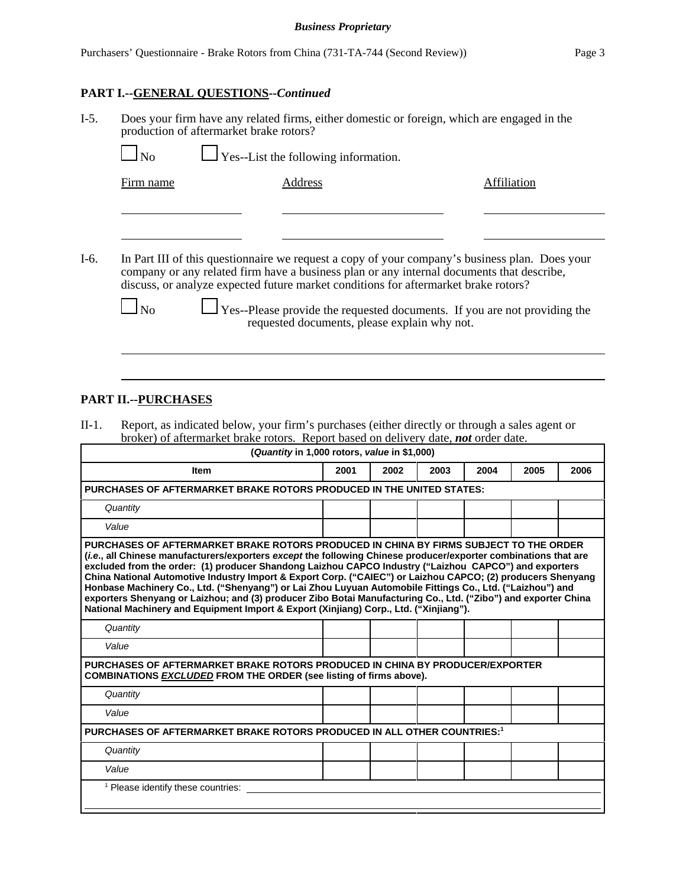## PART I.--GENERAL QUESTIONS--*Continued*

I-5. Does your firm have any related firms, either domestic or foreign, which are engaged in the production of aftermarket brake rotors?

☐ No ☐ Yes--List the following information.

| Firm name | Address | Affiliation |
|---|---|---|
| | | |
| | | |

I-6. In Part III of this questionnaire we request a copy of your company's business plan. Does your company or any related firm have a business plan or any internal documents that describe, discuss, or analyze expected future market conditions for aftermarket brake rotors?

☐ No ☐ Yes--Please provide the requested documents. If you are not providing the requested documents, please explain why not.

______________________________________________________________________

______________________________________________________________________

## PART II.--PURCHASES

II-1. Report, as indicated below, your firm's purchases (either directly or through a sales agent or broker) of aftermarket brake rotors. Report based on delivery date, ***not*** order date.

| (*Quantity* in 1,000 rotors, *value* in $1,000) | | | | | | |
|---|---|---|---|---|---|---|
| **Item** | **2001** | **2002** | **2003** | **2004** | **2005** | **2006** |
| **PURCHASES OF AFTERMARKET BRAKE ROTORS PRODUCED IN THE UNITED STATES:** | | | | | | |
| *Quantity* | | | | | | |
| *Value* | | | | | | |
| **PURCHASES OF AFTERMARKET BRAKE ROTORS PRODUCED IN CHINA BY FIRMS SUBJECT TO THE ORDER (*i.e.*, all Chinese manufacturers/exporters *except* the following Chinese producer/exporter combinations that are excluded from the order: (1) producer Shandong Laizhou CAPCO Industry ("Laizhou CAPCO") and exporters China National Automotive Industry Import & Export Corp. ("CAIEC") or Laizhou CAPCO; (2) producers Shenyang Honbase Machinery Co., Ltd. ("Shenyang") or Lai Zhou Luyuan Automobile Fittings Co., Ltd. ("Laizhou") and exporters Shenyang or Laizhou; and (3) producer Zibo Botai Manufacturing Co., Ltd. ("Zibo") and exporter China National Machinery and Equipment Import & Export (Xinjiang) Corp., Ltd. ("Xinjiang").** | | | | | | |
| *Quantity* | | | | | | |
| *Value* | | | | | | |
| **PURCHASES OF AFTERMARKET BRAKE ROTORS PRODUCED IN CHINA BY PRODUCER/EXPORTER COMBINATIONS *EXCLUDED* FROM THE ORDER (see listing of firms above).** | | | | | | |
| *Quantity* | | | | | | |
| *Value* | | | | | | |
| **PURCHASES OF AFTERMARKET BRAKE ROTORS PRODUCED IN ALL OTHER COUNTRIES:[1]** | | | | | | |
| *Quantity* | | | | | | |
| *Value* | | | | | | |
| [1] Please identify these countries: | | | | | | |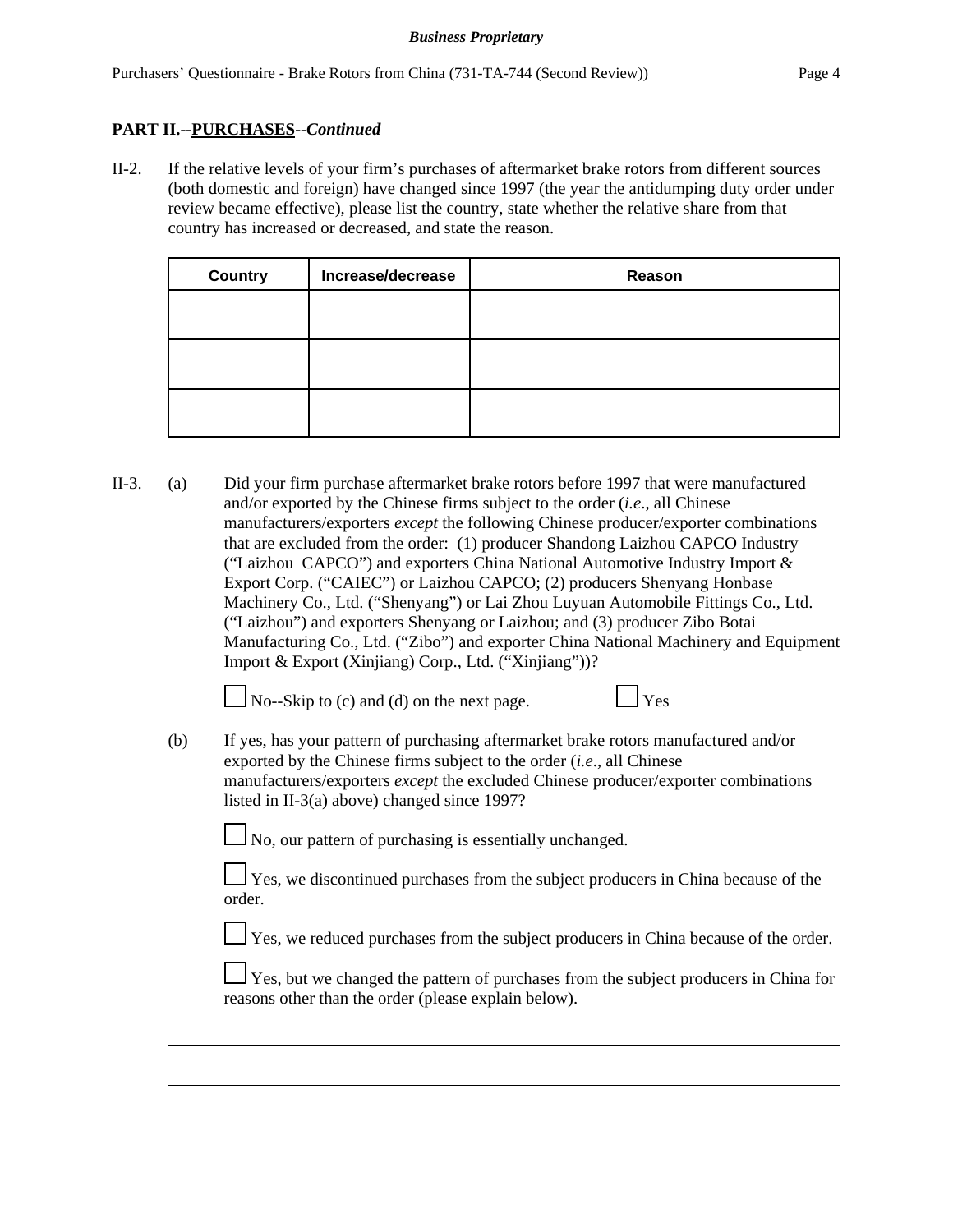## PART II.--PURCHASES--*Continued*

II-2. If the relative levels of your firm's purchases of aftermarket brake rotors from different sources (both domestic and foreign) have changed since 1997 (the year the antidumping duty order under review became effective), please list the country, state whether the relative share from that country has increased or decreased, and state the reason.

| Country | Increase/decrease | Reason |
|---|---|---|
| | | |
| | | |
| | | |

II-3. (a) Did your firm purchase aftermarket brake rotors before 1997 that were manufactured and/or exported by the Chinese firms subject to the order (*i.e*., all Chinese manufacturers/exporters *except* the following Chinese producer/exporter combinations that are excluded from the order: (1) producer Shandong Laizhou CAPCO Industry ("Laizhou CAPCO") and exporters China National Automotive Industry Import & Export Corp. ("CAIEC") or Laizhou CAPCO; (2) producers Shenyang Honbase Machinery Co., Ltd. ("Shenyang") or Lai Zhou Luyuan Automobile Fittings Co., Ltd. ("Laizhou") and exporters Shenyang or Laizhou; and (3) producer Zibo Botai Manufacturing Co., Ltd. ("Zibo") and exporter China National Machinery and Equipment Import & Export (Xinjiang) Corp., Ltd. ("Xinjiang"))?

☐ No--Skip to (c) and (d) on the next page. ☐ Yes

(b) If yes, has your pattern of purchasing aftermarket brake rotors manufactured and/or exported by the Chinese firms subject to the order (*i.e*., all Chinese manufacturers/exporters *except* the excluded Chinese producer/exporter combinations listed in II-3(a) above) changed since 1997?

☐ No, our pattern of purchasing is essentially unchanged.

☐ Yes, we discontinued purchases from the subject producers in China because of the order.

☐ Yes, we reduced purchases from the subject producers in China because of the order.

☐ Yes, but we changed the pattern of purchases from the subject producers in China for reasons other than the order (please explain below).

______________________________________________________________________________

______________________________________________________________________________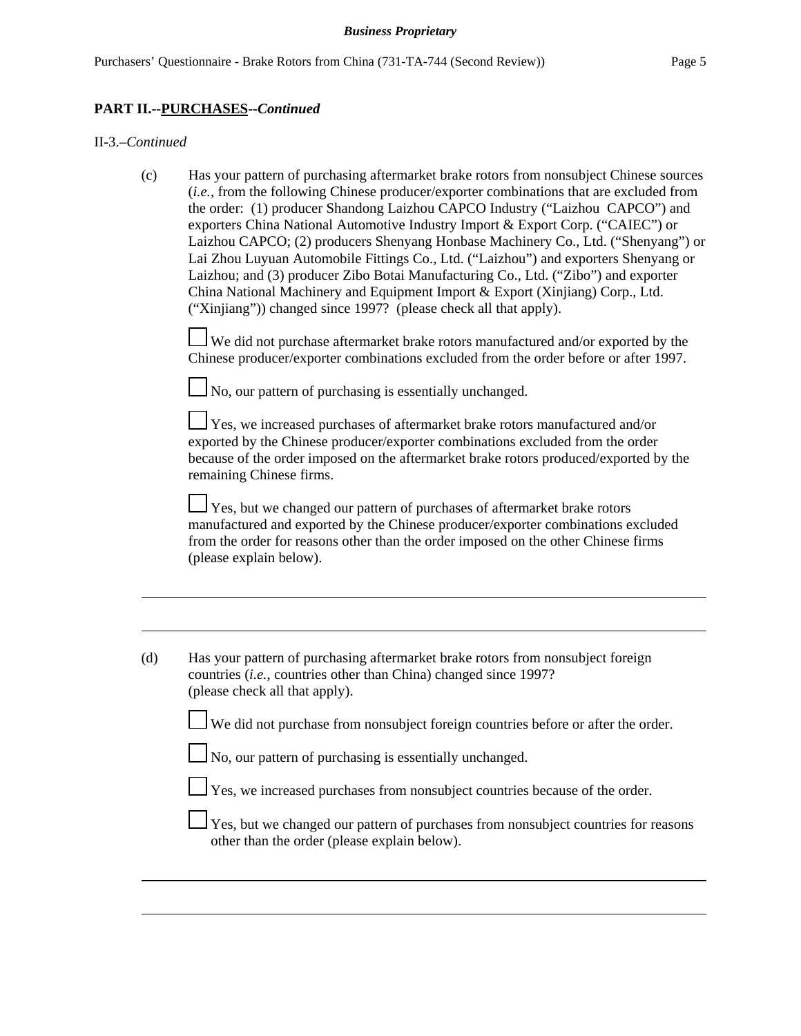**PART II.--PURCHASES--*Continued***

II-3.–*Continued*

(c) Has your pattern of purchasing aftermarket brake rotors from nonsubject Chinese sources (*i.e.*, from the following Chinese producer/exporter combinations that are excluded from the order: (1) producer Shandong Laizhou CAPCO Industry ("Laizhou CAPCO") and exporters China National Automotive Industry Import & Export Corp. ("CAIEC") or Laizhou CAPCO; (2) producers Shenyang Honbase Machinery Co., Ltd. ("Shenyang") or Lai Zhou Luyuan Automobile Fittings Co., Ltd. ("Laizhou") and exporters Shenyang or Laizhou; and (3) producer Zibo Botai Manufacturing Co., Ltd. ("Zibo") and exporter China National Machinery and Equipment Import & Export (Xinjiang) Corp., Ltd. ("Xinjiang")) changed since 1997? (please check all that apply).

☐ We did not purchase aftermarket brake rotors manufactured and/or exported by the Chinese producer/exporter combinations excluded from the order before or after 1997.

☐ No, our pattern of purchasing is essentially unchanged.

☐ Yes, we increased purchases of aftermarket brake rotors manufactured and/or exported by the Chinese producer/exporter combinations excluded from the order because of the order imposed on the aftermarket brake rotors produced/exported by the remaining Chinese firms.

☐ Yes, but we changed our pattern of purchases of aftermarket brake rotors manufactured and exported by the Chinese producer/exporter combinations excluded from the order for reasons other than the order imposed on the other Chinese firms (please explain below).

_______________________________________________________________________________

_______________________________________________________________________________

(d) Has your pattern of purchasing aftermarket brake rotors from nonsubject foreign countries (*i.e.*, countries other than China) changed since 1997? (please check all that apply).

☐ We did not purchase from nonsubject foreign countries before or after the order.

☐ No, our pattern of purchasing is essentially unchanged.

☐ Yes, we increased purchases from nonsubject countries because of the order.

☐ Yes, but we changed our pattern of purchases from nonsubject countries for reasons other than the order (please explain below).

_______________________________________________________________________________

_______________________________________________________________________________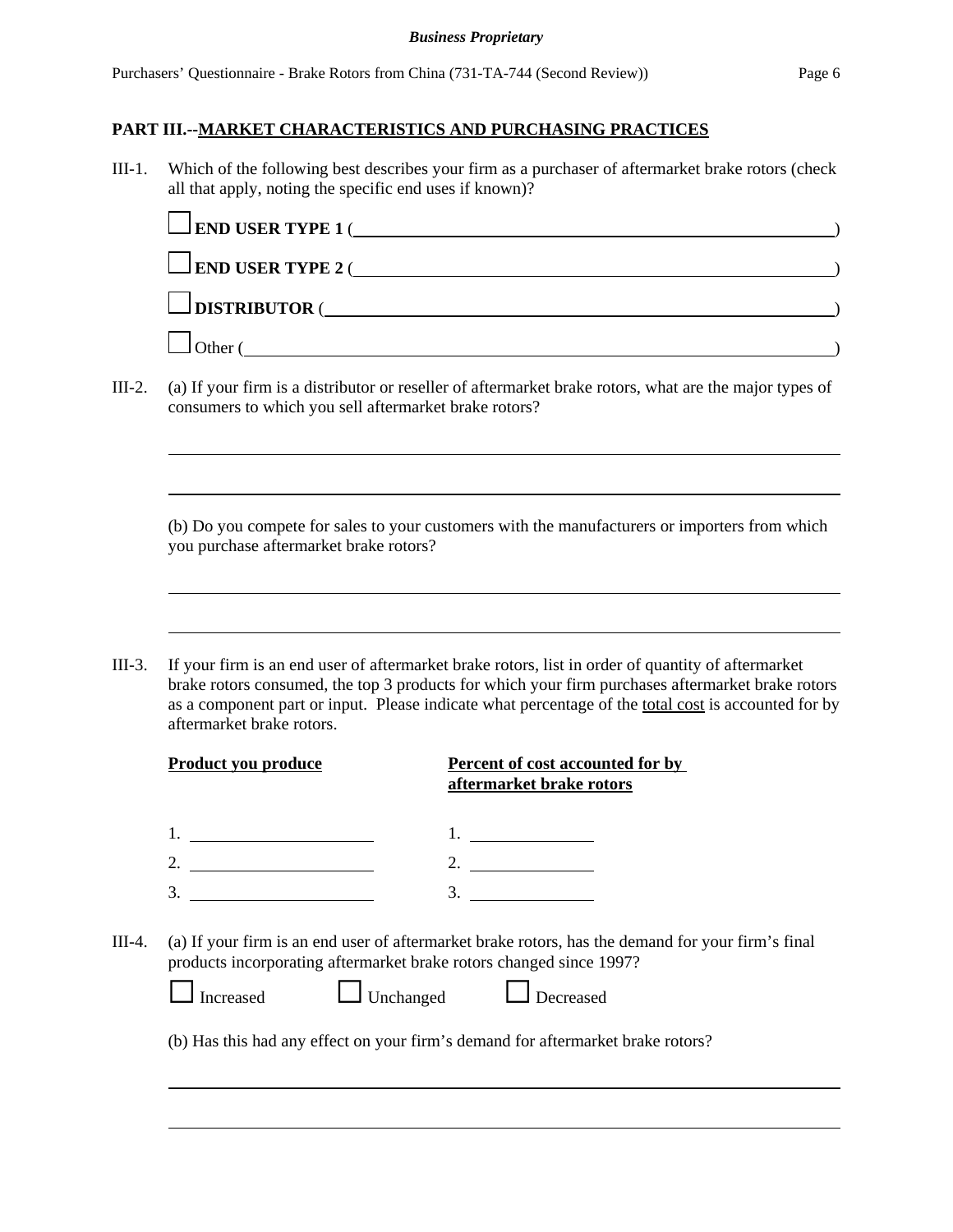## PART III.--MARKET CHARACTERISTICS AND PURCHASING PRACTICES

III-1. Which of the following best describes your firm as a purchaser of aftermarket brake rotors (check all that apply, noting the specific end uses if known)?

☐ **END USER TYPE 1** (________________________________)

☐ **END USER TYPE 2** (________________________________)

☐ **DISTRIBUTOR** (________________________________)

☐ Other (________________________________)

III-2. (a) If your firm is a distributor or reseller of aftermarket brake rotors, what are the major types of consumers to which you sell aftermarket brake rotors?

________________________________________________

________________________________________________

(b) Do you compete for sales to your customers with the manufacturers or importers from which you purchase aftermarket brake rotors?

________________________________________________

________________________________________________

III-3. If your firm is an end user of aftermarket brake rotors, list in order of quantity of aftermarket brake rotors consumed, the top 3 products for which your firm purchases aftermarket brake rotors as a component part or input. Please indicate what percentage of the total cost is accounted for by aftermarket brake rotors.

| Product you produce | Percent of cost accounted for by aftermarket brake rotors |
|---|---|
| 1. ____________ | 1. ____________ |
| 2. ____________ | 2. ____________ |
| 3. ____________ | 3. ____________ |

III-4. (a) If your firm is an end user of aftermarket brake rotors, has the demand for your firm's final products incorporating aftermarket brake rotors changed since 1997?

☐ Increased ☐ Unchanged ☐ Decreased

(b) Has this had any effect on your firm's demand for aftermarket brake rotors?

________________________________________________

________________________________________________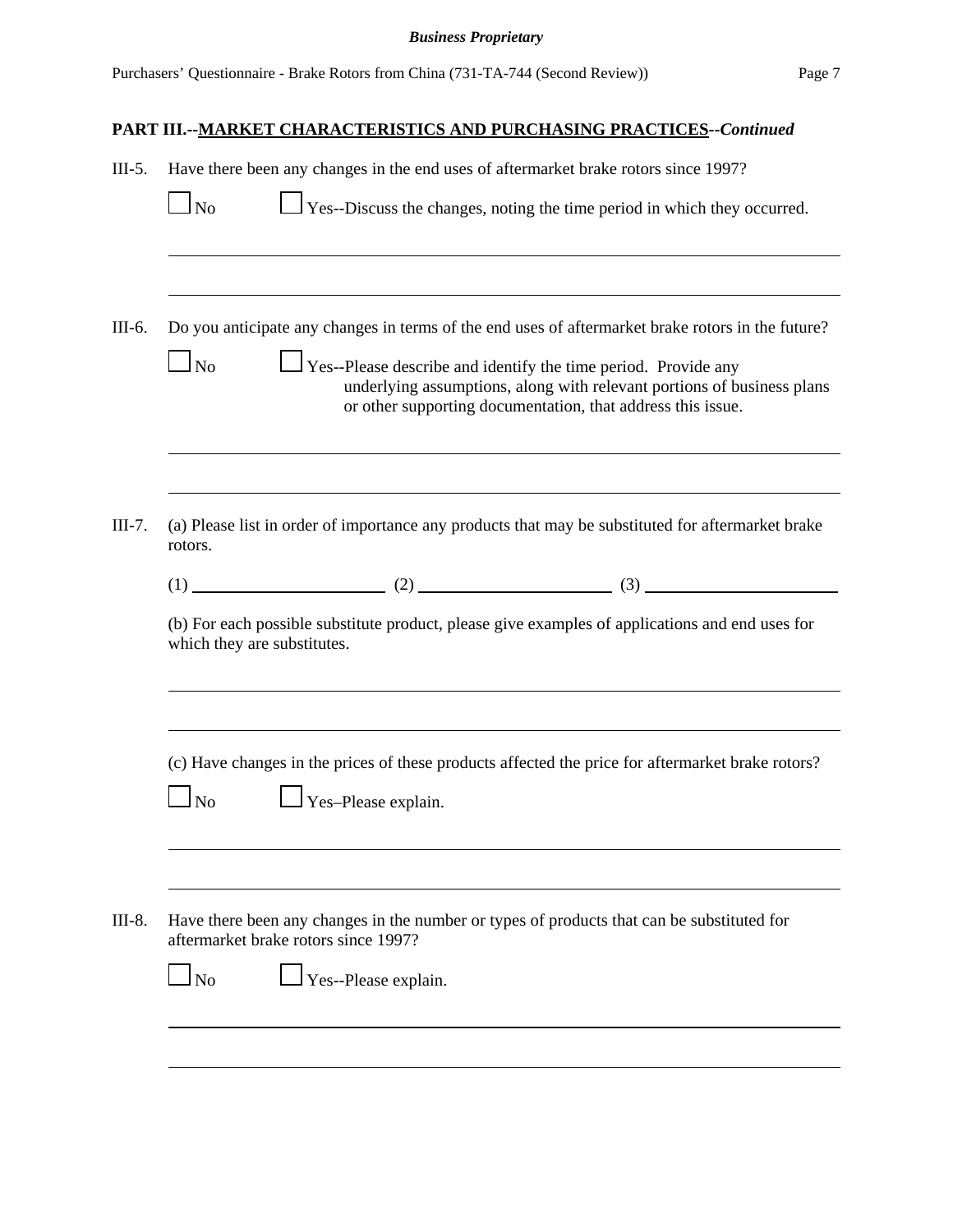## PART III.--MARKET CHARACTERISTICS AND PURCHASING PRACTICES--*Continued*

III-5. Have there been any changes in the end uses of aftermarket brake rotors since 1997?

☐ No ☐ Yes--Discuss the changes, noting the time period in which they occurred.

\_\_\_\_\_\_\_\_\_\_\_\_\_\_\_\_\_\_\_\_\_\_\_\_\_\_\_\_\_\_\_\_\_\_\_\_\_\_\_\_\_\_\_\_\_\_\_\_\_\_\_\_\_\_\_\_\_\_\_\_\_\_\_\_\_\_\_\_\_\_\_\_\_\_\_\_

\_\_\_\_\_\_\_\_\_\_\_\_\_\_\_\_\_\_\_\_\_\_\_\_\_\_\_\_\_\_\_\_\_\_\_\_\_\_\_\_\_\_\_\_\_\_\_\_\_\_\_\_\_\_\_\_\_\_\_\_\_\_\_\_\_\_\_\_\_\_\_\_\_\_\_\_

III-6. Do you anticipate any changes in terms of the end uses of aftermarket brake rotors in the future?

☐ No ☐ Yes--Please describe and identify the time period. Provide any underlying assumptions, along with relevant portions of business plans or other supporting documentation, that address this issue.

\_\_\_\_\_\_\_\_\_\_\_\_\_\_\_\_\_\_\_\_\_\_\_\_\_\_\_\_\_\_\_\_\_\_\_\_\_\_\_\_\_\_\_\_\_\_\_\_\_\_\_\_\_\_\_\_\_\_\_\_\_\_\_\_\_\_\_\_\_\_\_\_\_\_\_\_

\_\_\_\_\_\_\_\_\_\_\_\_\_\_\_\_\_\_\_\_\_\_\_\_\_\_\_\_\_\_\_\_\_\_\_\_\_\_\_\_\_\_\_\_\_\_\_\_\_\_\_\_\_\_\_\_\_\_\_\_\_\_\_\_\_\_\_\_\_\_\_\_\_\_\_\_

III-7. (a) Please list in order of importance any products that may be substituted for aftermarket brake rotors.

(1) \_\_\_\_\_\_\_\_\_\_\_\_\_\_\_\_\_\_\_\_ (2) \_\_\_\_\_\_\_\_\_\_\_\_\_\_\_\_\_\_\_\_ (3) \_\_\_\_\_\_\_\_\_\_\_\_\_\_\_\_\_\_\_\_

(b) For each possible substitute product, please give examples of applications and end uses for which they are substitutes.

\_\_\_\_\_\_\_\_\_\_\_\_\_\_\_\_\_\_\_\_\_\_\_\_\_\_\_\_\_\_\_\_\_\_\_\_\_\_\_\_\_\_\_\_\_\_\_\_\_\_\_\_\_\_\_\_\_\_\_\_\_\_\_\_\_\_\_\_\_\_\_\_\_\_\_\_

\_\_\_\_\_\_\_\_\_\_\_\_\_\_\_\_\_\_\_\_\_\_\_\_\_\_\_\_\_\_\_\_\_\_\_\_\_\_\_\_\_\_\_\_\_\_\_\_\_\_\_\_\_\_\_\_\_\_\_\_\_\_\_\_\_\_\_\_\_\_\_\_\_\_\_\_

(c) Have changes in the prices of these products affected the price for aftermarket brake rotors?

☐ No ☐ Yes–Please explain.

\_\_\_\_\_\_\_\_\_\_\_\_\_\_\_\_\_\_\_\_\_\_\_\_\_\_\_\_\_\_\_\_\_\_\_\_\_\_\_\_\_\_\_\_\_\_\_\_\_\_\_\_\_\_\_\_\_\_\_\_\_\_\_\_\_\_\_\_\_\_\_\_\_\_\_\_

\_\_\_\_\_\_\_\_\_\_\_\_\_\_\_\_\_\_\_\_\_\_\_\_\_\_\_\_\_\_\_\_\_\_\_\_\_\_\_\_\_\_\_\_\_\_\_\_\_\_\_\_\_\_\_\_\_\_\_\_\_\_\_\_\_\_\_\_\_\_\_\_\_\_\_\_

III-8. Have there been any changes in the number or types of products that can be substituted for aftermarket brake rotors since 1997?

☐ No ☐ Yes--Please explain.

\_\_\_\_\_\_\_\_\_\_\_\_\_\_\_\_\_\_\_\_\_\_\_\_\_\_\_\_\_\_\_\_\_\_\_\_\_\_\_\_\_\_\_\_\_\_\_\_\_\_\_\_\_\_\_\_\_\_\_\_\_\_\_\_\_\_\_\_\_\_\_\_\_\_\_\_

\_\_\_\_\_\_\_\_\_\_\_\_\_\_\_\_\_\_\_\_\_\_\_\_\_\_\_\_\_\_\_\_\_\_\_\_\_\_\_\_\_\_\_\_\_\_\_\_\_\_\_\_\_\_\_\_\_\_\_\_\_\_\_\_\_\_\_\_\_\_\_\_\_\_\_\_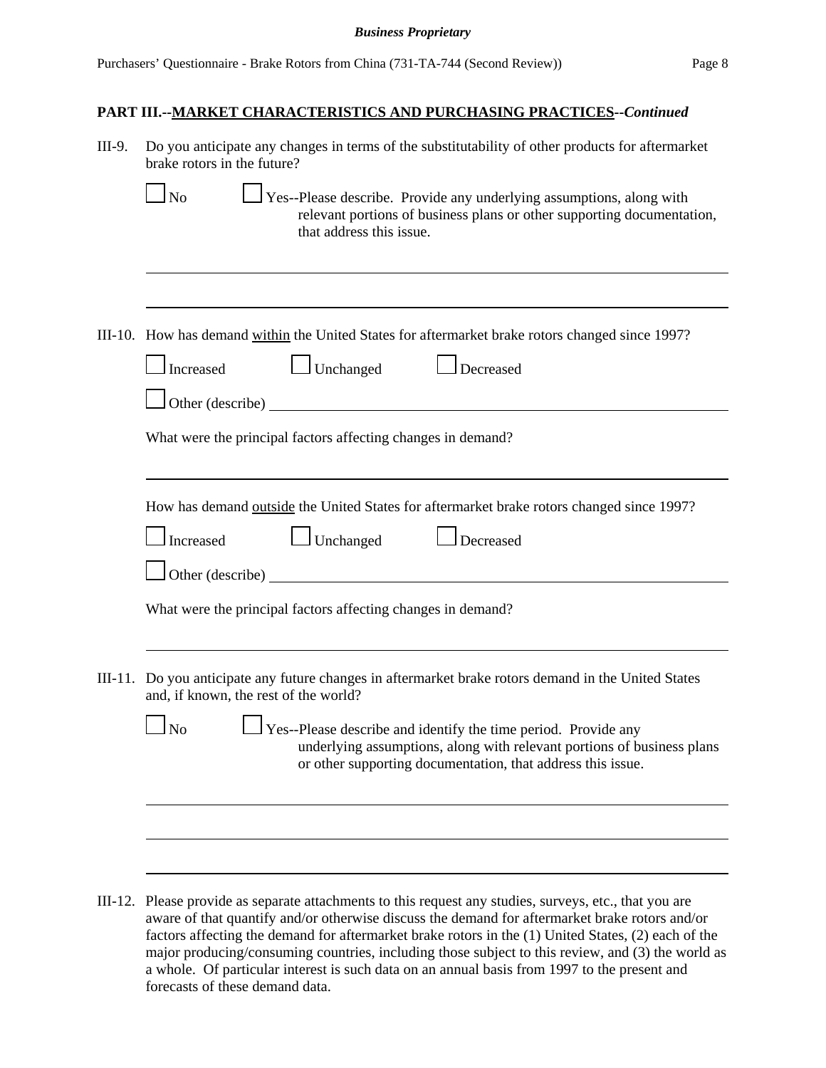## PART III.--MARKET CHARACTERISTICS AND PURCHASING PRACTICES--*Continued*

III-9. Do you anticipate any changes in terms of the substitutability of other products for aftermarket brake rotors in the future?

☐ No ☐ Yes--Please describe. Provide any underlying assumptions, along with relevant portions of business plans or other supporting documentation, that address this issue.

______________________________________________________________________________

______________________________________________________________________________

III-10. How has demand within the United States for aftermarket brake rotors changed since 1997?

☐ Increased ☐ Unchanged ☐ Decreased

☐ Other (describe) ______________________________________________________________

What were the principal factors affecting changes in demand?

______________________________________________________________________________

How has demand outside the United States for aftermarket brake rotors changed since 1997?

☐ Increased ☐ Unchanged ☐ Decreased

☐ Other (describe) ______________________________________________________________

What were the principal factors affecting changes in demand?

______________________________________________________________________________

III-11. Do you anticipate any future changes in aftermarket brake rotors demand in the United States and, if known, the rest of the world?

☐ No ☐ Yes--Please describe and identify the time period. Provide any underlying assumptions, along with relevant portions of business plans or other supporting documentation, that address this issue.

______________________________________________________________________________

______________________________________________________________________________

______________________________________________________________________________

III-12. Please provide as separate attachments to this request any studies, surveys, etc., that you are aware of that quantify and/or otherwise discuss the demand for aftermarket brake rotors and/or factors affecting the demand for aftermarket brake rotors in the (1) United States, (2) each of the major producing/consuming countries, including those subject to this review, and (3) the world as a whole. Of particular interest is such data on an annual basis from 1997 to the present and forecasts of these demand data.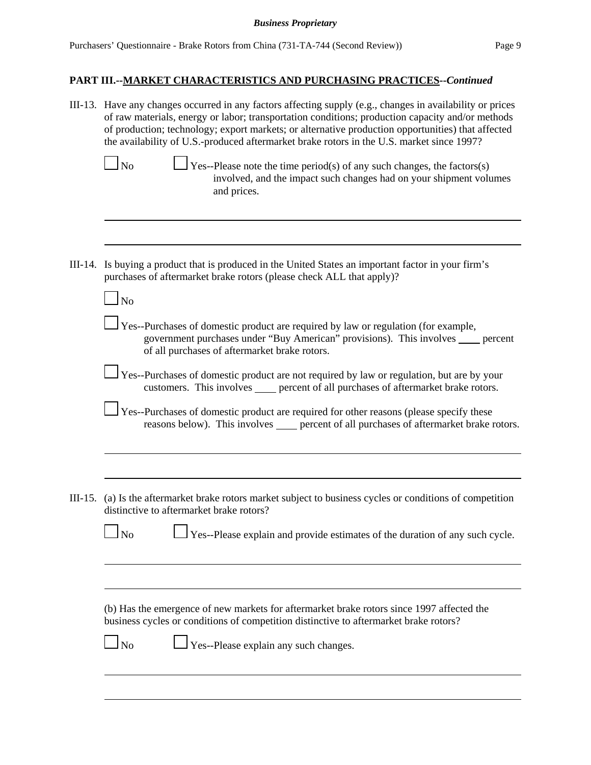## PART III.--MARKET CHARACTERISTICS AND PURCHASING PRACTICES--*Continued*

III-13. Have any changes occurred in any factors affecting supply (e.g., changes in availability or prices of raw materials, energy or labor; transportation conditions; production capacity and/or methods of production; technology; export markets; or alternative production opportunities) that affected the availability of U.S.-produced aftermarket brake rotors in the U.S. market since 1997?

☐ No ☐ Yes--Please note the time period(s) of any such changes, the factors(s) involved, and the impact such changes had on your shipment volumes and prices.

\_\_\_\_\_\_\_\_\_\_\_\_\_\_\_\_\_\_\_\_\_\_\_\_\_\_\_\_\_\_\_\_\_\_\_\_\_\_\_\_\_\_\_\_\_\_\_\_\_\_\_\_\_\_\_\_\_\_\_\_\_\_\_\_\_\_\_\_\_\_\_\_

\_\_\_\_\_\_\_\_\_\_\_\_\_\_\_\_\_\_\_\_\_\_\_\_\_\_\_\_\_\_\_\_\_\_\_\_\_\_\_\_\_\_\_\_\_\_\_\_\_\_\_\_\_\_\_\_\_\_\_\_\_\_\_\_\_\_\_\_\_\_\_\_

III-14. Is buying a product that is produced in the United States an important factor in your firm's purchases of aftermarket brake rotors (please check ALL that apply)?

☐ No

☐ Yes--Purchases of domestic product are required by law or regulation (for example, government purchases under "Buy American" provisions). This involves \_\_\_\_ percent of all purchases of aftermarket brake rotors.

☐ Yes--Purchases of domestic product are not required by law or regulation, but are by your customers. This involves \_\_\_\_ percent of all purchases of aftermarket brake rotors.

☐ Yes--Purchases of domestic product are required for other reasons (please specify these reasons below). This involves \_\_\_\_ percent of all purchases of aftermarket brake rotors.

\_\_\_\_\_\_\_\_\_\_\_\_\_\_\_\_\_\_\_\_\_\_\_\_\_\_\_\_\_\_\_\_\_\_\_\_\_\_\_\_\_\_\_\_\_\_\_\_\_\_\_\_\_\_\_\_\_\_\_\_\_\_\_\_\_\_\_\_\_\_\_\_

\_\_\_\_\_\_\_\_\_\_\_\_\_\_\_\_\_\_\_\_\_\_\_\_\_\_\_\_\_\_\_\_\_\_\_\_\_\_\_\_\_\_\_\_\_\_\_\_\_\_\_\_\_\_\_\_\_\_\_\_\_\_\_\_\_\_\_\_\_\_\_\_

III-15. (a) Is the aftermarket brake rotors market subject to business cycles or conditions of competition distinctive to aftermarket brake rotors?

☐ No ☐ Yes--Please explain and provide estimates of the duration of any such cycle.

\_\_\_\_\_\_\_\_\_\_\_\_\_\_\_\_\_\_\_\_\_\_\_\_\_\_\_\_\_\_\_\_\_\_\_\_\_\_\_\_\_\_\_\_\_\_\_\_\_\_\_\_\_\_\_\_\_\_\_\_\_\_\_\_\_\_\_\_\_\_\_\_

\_\_\_\_\_\_\_\_\_\_\_\_\_\_\_\_\_\_\_\_\_\_\_\_\_\_\_\_\_\_\_\_\_\_\_\_\_\_\_\_\_\_\_\_\_\_\_\_\_\_\_\_\_\_\_\_\_\_\_\_\_\_\_\_\_\_\_\_\_\_\_\_

(b) Has the emergence of new markets for aftermarket brake rotors since 1997 affected the business cycles or conditions of competition distinctive to aftermarket brake rotors?

☐ No ☐ Yes--Please explain any such changes.

\_\_\_\_\_\_\_\_\_\_\_\_\_\_\_\_\_\_\_\_\_\_\_\_\_\_\_\_\_\_\_\_\_\_\_\_\_\_\_\_\_\_\_\_\_\_\_\_\_\_\_\_\_\_\_\_\_\_\_\_\_\_\_\_\_\_\_\_\_\_\_\_

\_\_\_\_\_\_\_\_\_\_\_\_\_\_\_\_\_\_\_\_\_\_\_\_\_\_\_\_\_\_\_\_\_\_\_\_\_\_\_\_\_\_\_\_\_\_\_\_\_\_\_\_\_\_\_\_\_\_\_\_\_\_\_\_\_\_\_\_\_\_\_\_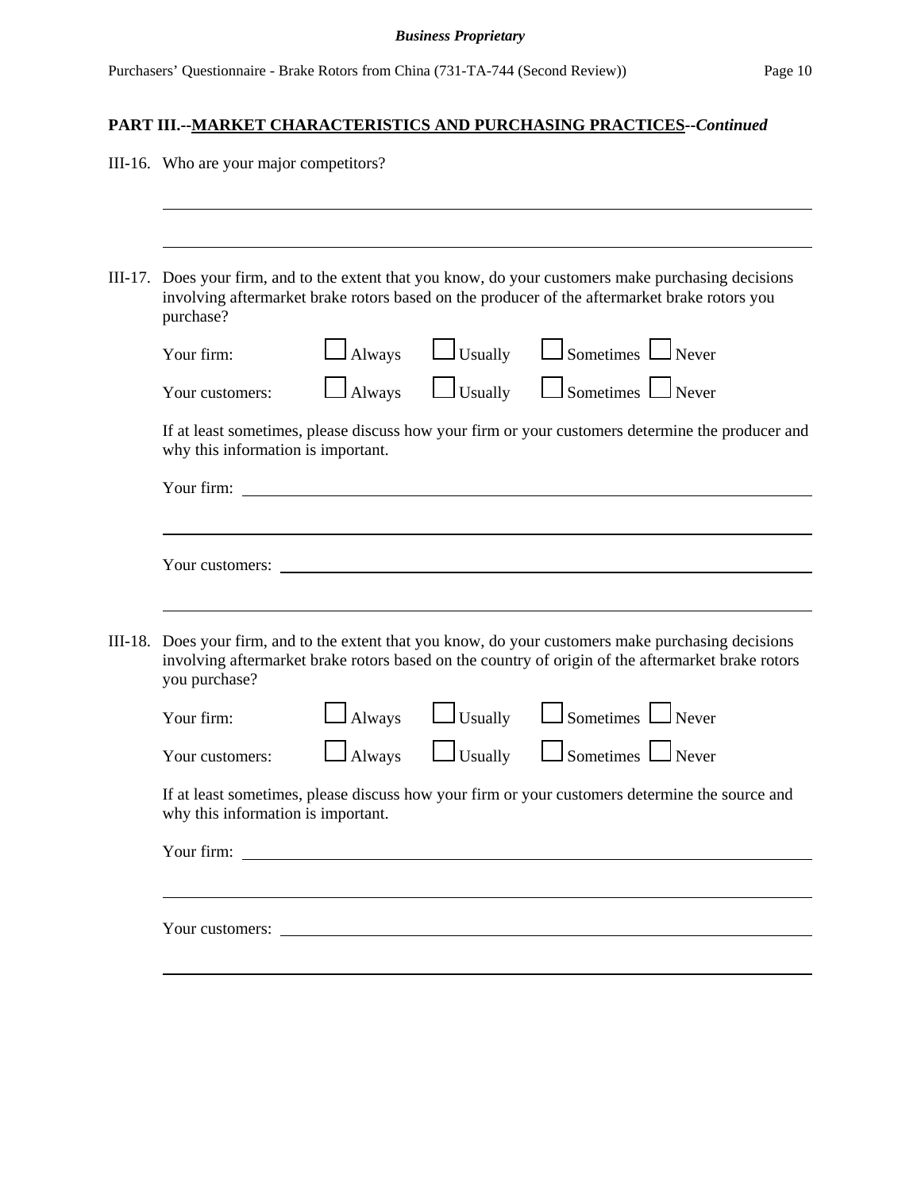## PART III.--MARKET CHARACTERISTICS AND PURCHASING PRACTICES--*Continued*

III-16. Who are your major competitors?

\_\_\_\_\_\_\_\_\_\_\_\_\_\_\_\_\_\_\_\_\_\_\_\_\_\_\_\_\_\_\_\_\_\_\_\_\_\_\_\_\_\_\_\_\_\_\_\_\_\_\_\_\_\_\_\_\_\_\_\_\_\_\_\_

\_\_\_\_\_\_\_\_\_\_\_\_\_\_\_\_\_\_\_\_\_\_\_\_\_\_\_\_\_\_\_\_\_\_\_\_\_\_\_\_\_\_\_\_\_\_\_\_\_\_\_\_\_\_\_\_\_\_\_\_\_\_\_\_

III-17. Does your firm, and to the extent that you know, do your customers make purchasing decisions involving aftermarket brake rotors based on the producer of the aftermarket brake rotors you purchase?

Your firm: ☐ Always ☐ Usually ☐ Sometimes ☐ Never

Your customers: ☐ Always ☐ Usually ☐ Sometimes ☐ Never

If at least sometimes, please discuss how your firm or your customers determine the producer and why this information is important.

Your firm: \_\_\_\_\_\_\_\_\_\_\_\_\_\_\_\_\_\_\_\_\_\_\_\_\_\_\_\_\_\_\_\_\_\_\_\_\_\_\_\_\_\_\_\_\_\_\_\_\_\_\_\_\_\_

\_\_\_\_\_\_\_\_\_\_\_\_\_\_\_\_\_\_\_\_\_\_\_\_\_\_\_\_\_\_\_\_\_\_\_\_\_\_\_\_\_\_\_\_\_\_\_\_\_\_\_\_\_\_\_\_\_\_\_\_\_\_\_\_

Your customers: \_\_\_\_\_\_\_\_\_\_\_\_\_\_\_\_\_\_\_\_\_\_\_\_\_\_\_\_\_\_\_\_\_\_\_\_\_\_\_\_\_\_\_\_\_\_\_\_\_\_

\_\_\_\_\_\_\_\_\_\_\_\_\_\_\_\_\_\_\_\_\_\_\_\_\_\_\_\_\_\_\_\_\_\_\_\_\_\_\_\_\_\_\_\_\_\_\_\_\_\_\_\_\_\_\_\_\_\_\_\_\_\_\_\_

III-18. Does your firm, and to the extent that you know, do your customers make purchasing decisions involving aftermarket brake rotors based on the country of origin of the aftermarket brake rotors you purchase?

Your firm: ☐ Always ☐ Usually ☐ Sometimes ☐ Never

Your customers: ☐ Always ☐ Usually ☐ Sometimes ☐ Never

If at least sometimes, please discuss how your firm or your customers determine the source and why this information is important.

Your firm: \_\_\_\_\_\_\_\_\_\_\_\_\_\_\_\_\_\_\_\_\_\_\_\_\_\_\_\_\_\_\_\_\_\_\_\_\_\_\_\_\_\_\_\_\_\_\_\_\_\_\_\_\_\_

\_\_\_\_\_\_\_\_\_\_\_\_\_\_\_\_\_\_\_\_\_\_\_\_\_\_\_\_\_\_\_\_\_\_\_\_\_\_\_\_\_\_\_\_\_\_\_\_\_\_\_\_\_\_\_\_\_\_\_\_\_\_\_\_

Your customers: \_\_\_\_\_\_\_\_\_\_\_\_\_\_\_\_\_\_\_\_\_\_\_\_\_\_\_\_\_\_\_\_\_\_\_\_\_\_\_\_\_\_\_\_\_\_\_\_\_\_

\_\_\_\_\_\_\_\_\_\_\_\_\_\_\_\_\_\_\_\_\_\_\_\_\_\_\_\_\_\_\_\_\_\_\_\_\_\_\_\_\_\_\_\_\_\_\_\_\_\_\_\_\_\_\_\_\_\_\_\_\_\_\_\_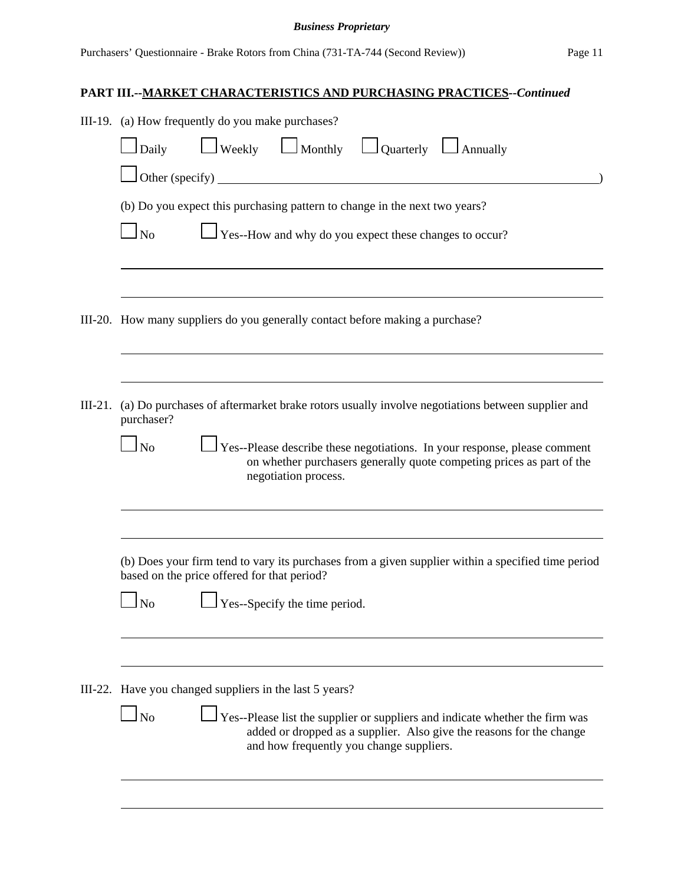## PART III.--MARKET CHARACTERISTICS AND PURCHASING PRACTICES--*Continued*

III-19. (a) How frequently do you make purchases?

☐ Daily ☐ Weekly ☐ Monthly ☐ Quarterly ☐ Annually

☐ Other (specify) ____________________________________________________________)

(b) Do you expect this purchasing pattern to change in the next two years?

☐ No ☐ Yes--How and why do you expect these changes to occur?

______________________________________________________________________________

______________________________________________________________________________

III-20. How many suppliers do you generally contact before making a purchase?

______________________________________________________________________________

______________________________________________________________________________

III-21. (a) Do purchases of aftermarket brake rotors usually involve negotiations between supplier and purchaser?

☐ No ☐ Yes--Please describe these negotiations. In your response, please comment on whether purchasers generally quote competing prices as part of the negotiation process.

______________________________________________________________________________

______________________________________________________________________________

(b) Does your firm tend to vary its purchases from a given supplier within a specified time period based on the price offered for that period?

☐ No ☐ Yes--Specify the time period.

______________________________________________________________________________

______________________________________________________________________________

III-22. Have you changed suppliers in the last 5 years?

☐ No ☐ Yes--Please list the supplier or suppliers and indicate whether the firm was added or dropped as a supplier. Also give the reasons for the change and how frequently you change suppliers.

______________________________________________________________________________

______________________________________________________________________________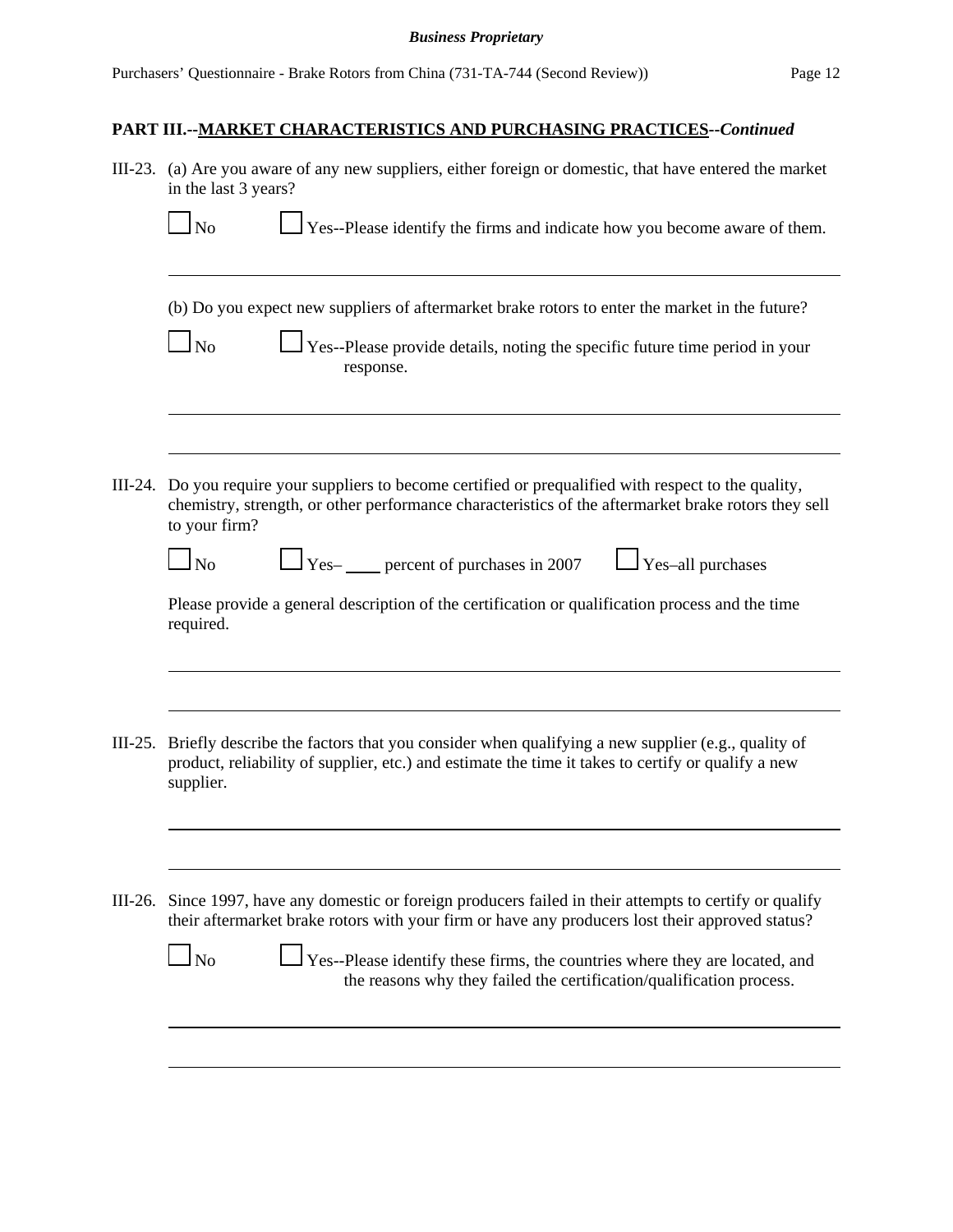**PART III.--MARKET CHARACTERISTICS AND PURCHASING PRACTICES--*Continued***

III-23. (a) Are you aware of any new suppliers, either foreign or domestic, that have entered the market in the last 3 years?

☐ No ☐ Yes--Please identify the firms and indicate how you become aware of them.

______________________________________________________________________________

(b) Do you expect new suppliers of aftermarket brake rotors to enter the market in the future?

☐ No ☐ Yes--Please provide details, noting the specific future time period in your response.

______________________________________________________________________________

______________________________________________________________________________

III-24. Do you require your suppliers to become certified or prequalified with respect to the quality, chemistry, strength, or other performance characteristics of the aftermarket brake rotors they sell to your firm?

☐ No ☐ Yes– ____ percent of purchases in 2007 ☐ Yes–all purchases

Please provide a general description of the certification or qualification process and the time required.

______________________________________________________________________________

______________________________________________________________________________

III-25. Briefly describe the factors that you consider when qualifying a new supplier (e.g., quality of product, reliability of supplier, etc.) and estimate the time it takes to certify or qualify a new supplier.

______________________________________________________________________________

______________________________________________________________________________

III-26. Since 1997, have any domestic or foreign producers failed in their attempts to certify or qualify their aftermarket brake rotors with your firm or have any producers lost their approved status?

☐ No ☐ Yes--Please identify these firms, the countries where they are located, and the reasons why they failed the certification/qualification process.

______________________________________________________________________________

______________________________________________________________________________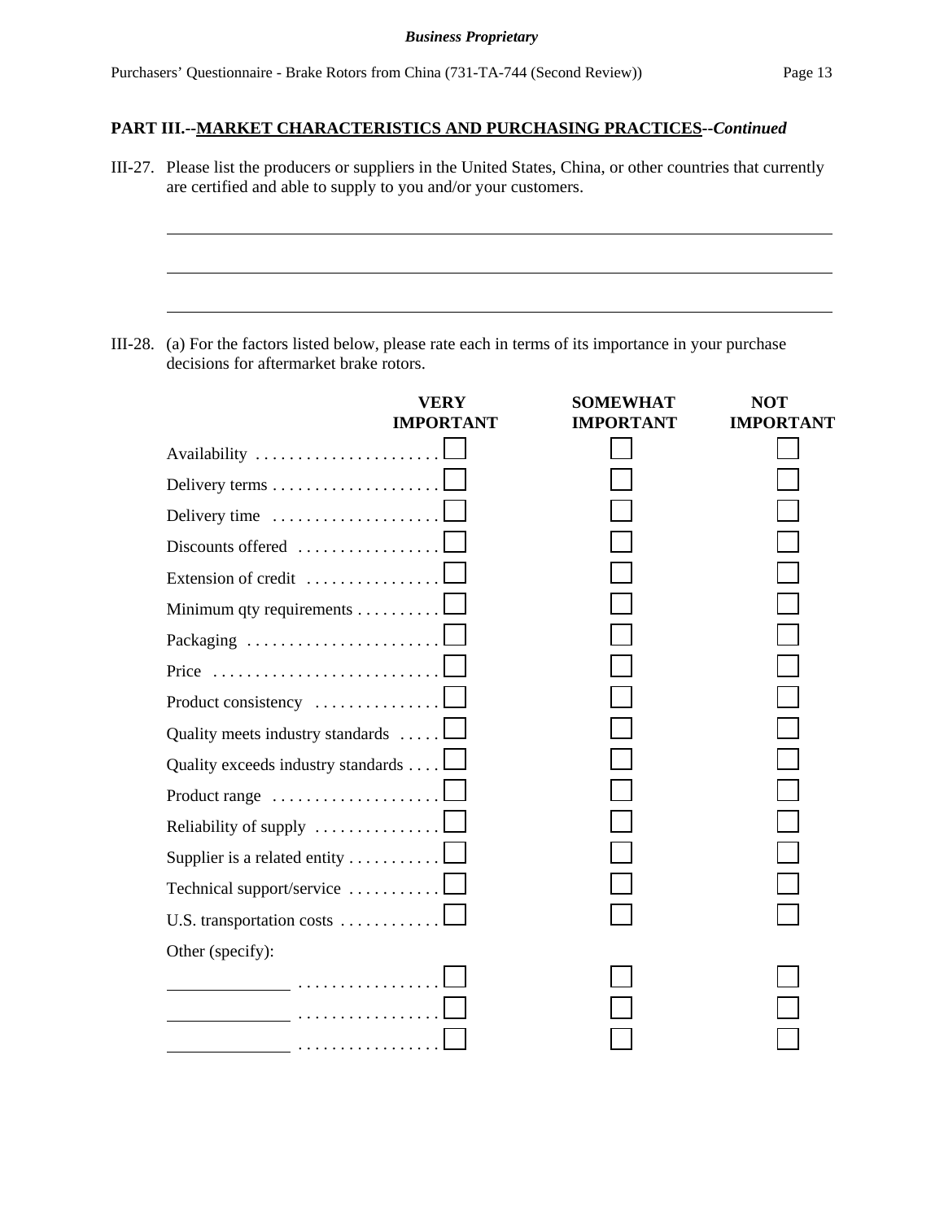*Business Proprietary*

## PART III.--MARKET CHARACTERISTICS AND PURCHASING PRACTICES--*Continued*

III-27. Please list the producers or suppliers in the United States, China, or other countries that currently are certified and able to supply to you and/or your customers.

______________________________________________________________________

______________________________________________________________________

______________________________________________________________________

III-28. (a) For the factors listed below, please rate each in terms of its importance in your purchase decisions for aftermarket brake rotors.

| | VERY IMPORTANT | SOMEWHAT IMPORTANT | NOT IMPORTANT |
|---|---|---|---|
| Availability | ☐ | ☐ | ☐ |
| Delivery terms | ☐ | ☐ | ☐ |
| Delivery time | ☐ | ☐ | ☐ |
| Discounts offered | ☐ | ☐ | ☐ |
| Extension of credit | ☐ | ☐ | ☐ |
| Minimum qty requirements | ☐ | ☐ | ☐ |
| Packaging | ☐ | ☐ | ☐ |
| Price | ☐ | ☐ | ☐ |
| Product consistency | ☐ | ☐ | ☐ |
| Quality meets industry standards | ☐ | ☐ | ☐ |
| Quality exceeds industry standards | ☐ | ☐ | ☐ |
| Product range | ☐ | ☐ | ☐ |
| Reliability of supply | ☐ | ☐ | ☐ |
| Supplier is a related entity | ☐ | ☐ | ☐ |
| Technical support/service | ☐ | ☐ | ☐ |
| U.S. transportation costs | ☐ | ☐ | ☐ |
| Other (specify): | | | |
| ____________ | ☐ | ☐ | ☐ |
| ____________ | ☐ | ☐ | ☐ |
| ____________ | ☐ | ☐ | ☐ |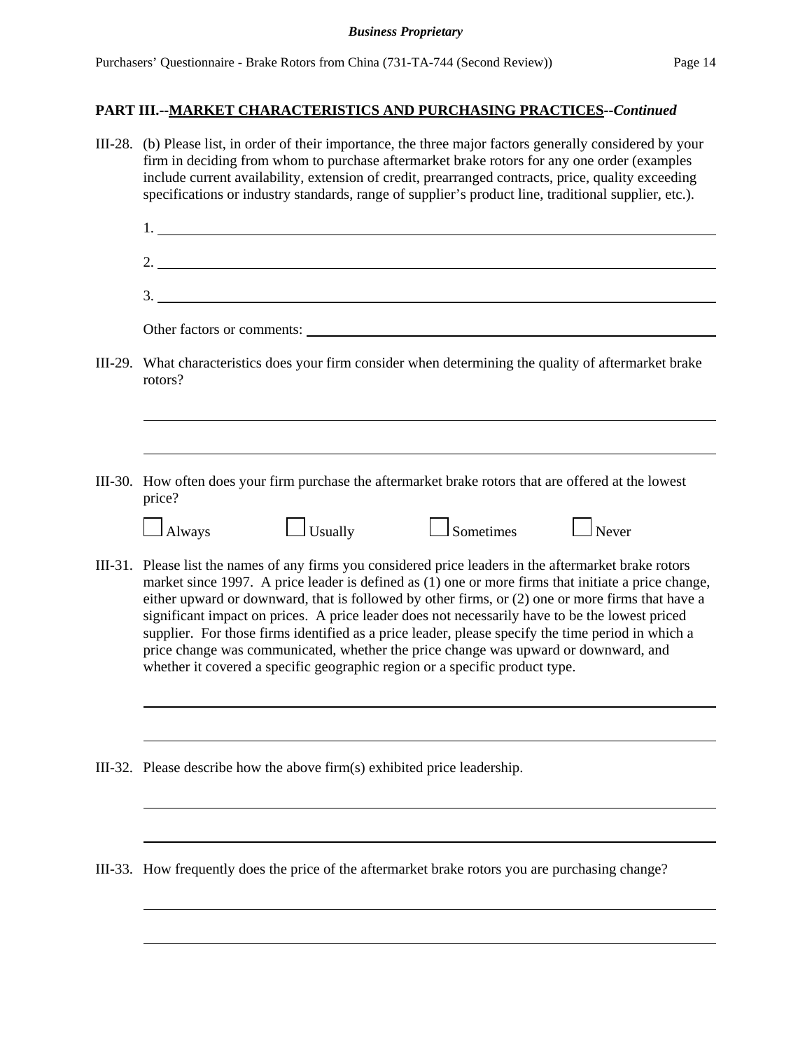**PART III.--MARKET CHARACTERISTICS AND PURCHASING PRACTICES--*Continued***

III-28. (b) Please list, in order of their importance, the three major factors generally considered by your firm in deciding from whom to purchase aftermarket brake rotors for any one order (examples include current availability, extension of credit, prearranged contracts, price, quality exceeding specifications or industry standards, range of supplier's product line, traditional supplier, etc.).

1. ______________________________

2. ______________________________

3. ______________________________

Other factors or comments: ______________________________

III-29. What characteristics does your firm consider when determining the quality of aftermarket brake rotors?

______________________________

______________________________

III-30. How often does your firm purchase the aftermarket brake rotors that are offered at the lowest price?

☐ Always ☐ Usually ☐ Sometimes ☐ Never

III-31. Please list the names of any firms you considered price leaders in the aftermarket brake rotors market since 1997. A price leader is defined as (1) one or more firms that initiate a price change, either upward or downward, that is followed by other firms, or (2) one or more firms that have a significant impact on prices. A price leader does not necessarily have to be the lowest priced supplier. For those firms identified as a price leader, please specify the time period in which a price change was communicated, whether the price change was upward or downward, and whether it covered a specific geographic region or a specific product type.

______________________________

______________________________

III-32. Please describe how the above firm(s) exhibited price leadership.

______________________________

______________________________

III-33. How frequently does the price of the aftermarket brake rotors you are purchasing change?

______________________________

______________________________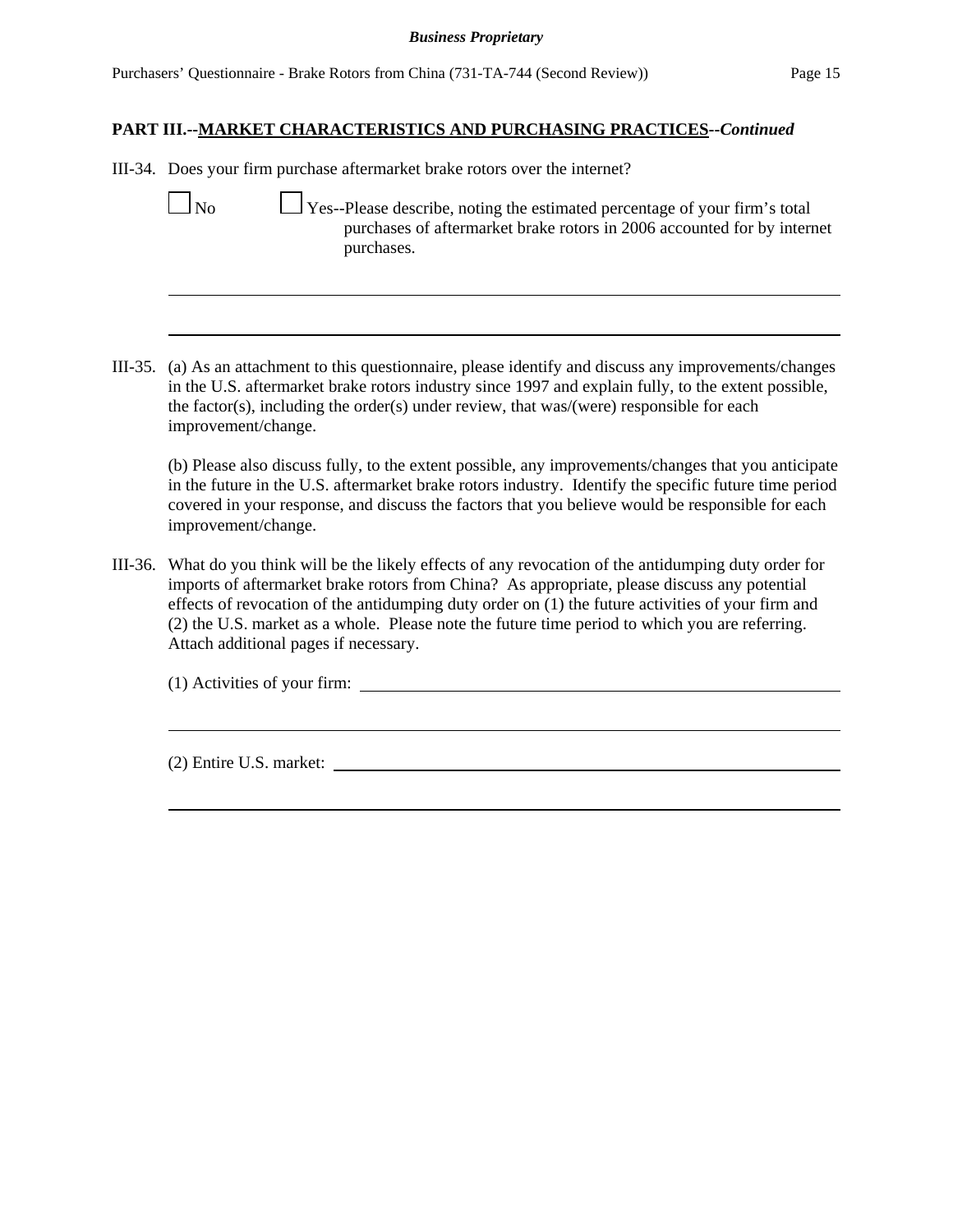## PART III.--<u>MARKET CHARACTERISTICS AND PURCHASING PRACTICES</u>--*Continued*

III-34. Does your firm purchase aftermarket brake rotors over the internet?

☐ No ☐ Yes--Please describe, noting the estimated percentage of your firm's total purchases of aftermarket brake rotors in 2006 accounted for by internet purchases.

______________________________________________________________________

______________________________________________________________________

III-35. (a) As an attachment to this questionnaire, please identify and discuss any improvements/changes in the U.S. aftermarket brake rotors industry since 1997 and explain fully, to the extent possible, the factor(s), including the order(s) under review, that was/(were) responsible for each improvement/change.

(b) Please also discuss fully, to the extent possible, any improvements/changes that you anticipate in the future in the U.S. aftermarket brake rotors industry. Identify the specific future time period covered in your response, and discuss the factors that you believe would be responsible for each improvement/change.

III-36. What do you think will be the likely effects of any revocation of the antidumping duty order for imports of aftermarket brake rotors from China? As appropriate, please discuss any potential effects of revocation of the antidumping duty order on (1) the future activities of your firm and (2) the U.S. market as a whole. Please note the future time period to which you are referring. Attach additional pages if necessary.

(1) Activities of your firm: ______________________________________________

______________________________________________________________________

(2) Entire U.S. market: _________________________________________________

______________________________________________________________________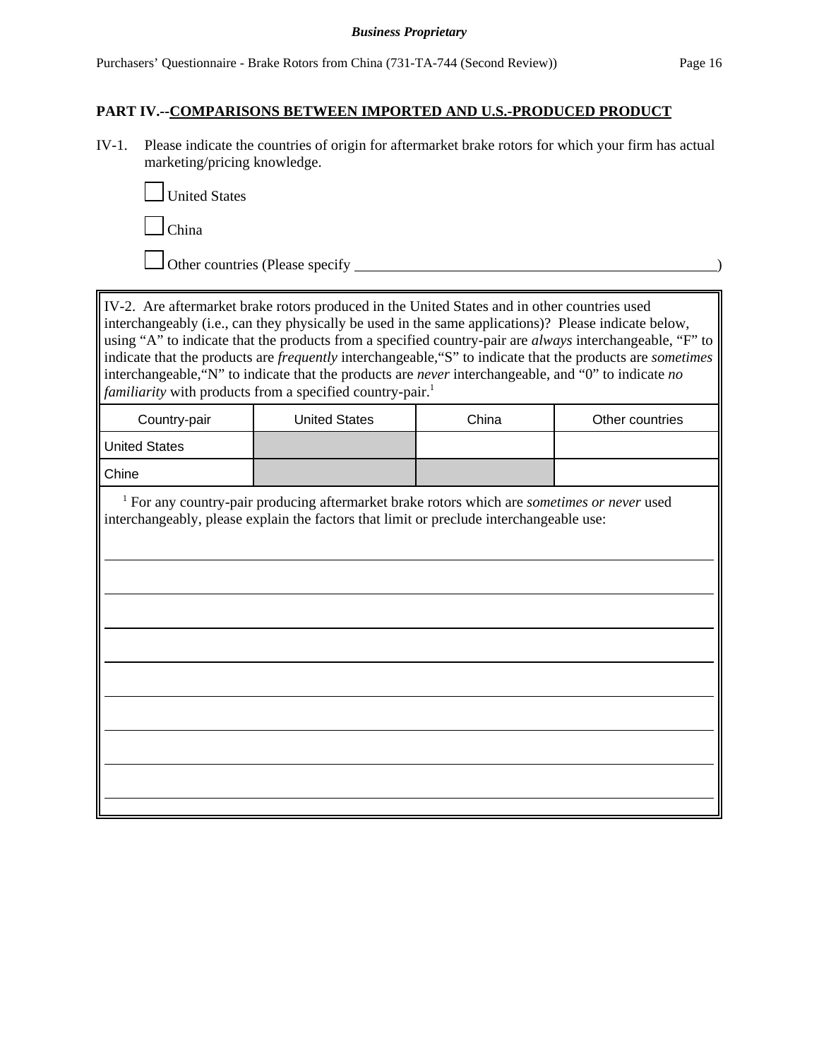## PART IV.--COMPARISONS BETWEEN IMPORTED AND U.S.-PRODUCED PRODUCT

IV-1. Please indicate the countries of origin for aftermarket brake rotors for which your firm has actual marketing/pricing knowledge.

☐ United States

☐ China

☐ Other countries (Please specify ______________________________________________)

IV-2. Are aftermarket brake rotors produced in the United States and in other countries used interchangeably (i.e., can they physically be used in the same applications)? Please indicate below, using "A" to indicate that the products from a specified country-pair are *always* interchangeable, "F" to indicate that the products are *frequently* interchangeable,"S" to indicate that the products are *sometimes* interchangeable,"N" to indicate that the products are *never* interchangeable, and "0" to indicate *no familiarity* with products from a specified country-pair.[1]

| Country-pair | United States | China | Other countries |
|---|---|---|---|
| United States | | | |
| Chine | | | |

[1] For any country-pair producing aftermarket brake rotors which are *sometimes or never* used interchangeably, please explain the factors that limit or preclude interchangeable use:

______________________________________________________________________________

______________________________________________________________________________

______________________________________________________________________________

______________________________________________________________________________

______________________________________________________________________________

______________________________________________________________________________

______________________________________________________________________________

______________________________________________________________________________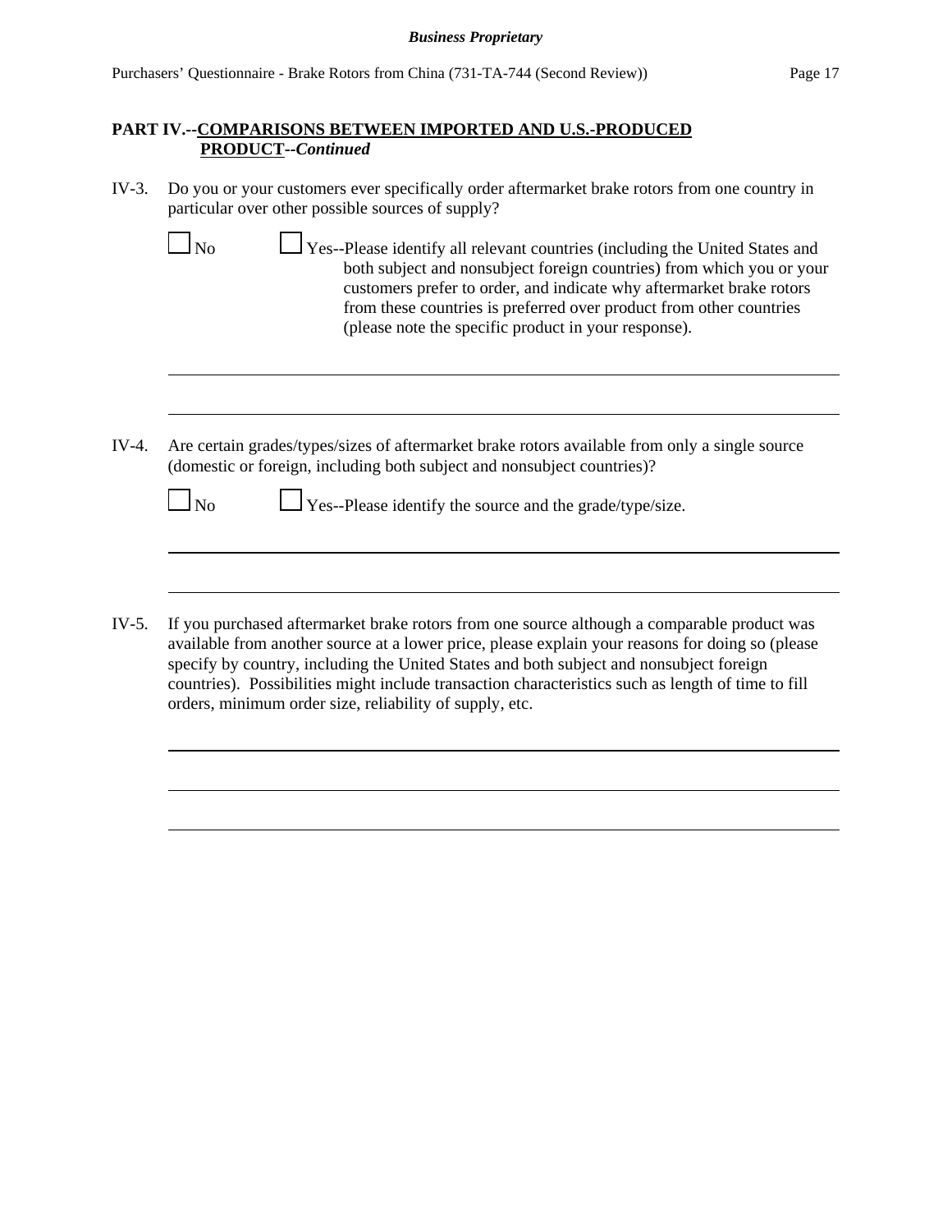**PART IV.--COMPARISONS BETWEEN IMPORTED AND U.S.-PRODUCED PRODUCT--*Continued***

IV-3. Do you or your customers ever specifically order aftermarket brake rotors from one country in particular over other possible sources of supply?

☐ No ☐ Yes--Please identify all relevant countries (including the United States and both subject and nonsubject foreign countries) from which you or your customers prefer to order, and indicate why aftermarket brake rotors from these countries is preferred over product from other countries (please note the specific product in your response).

______________________________________________________________________

______________________________________________________________________

IV-4. Are certain grades/types/sizes of aftermarket brake rotors available from only a single source (domestic or foreign, including both subject and nonsubject countries)?

☐ No ☐ Yes--Please identify the source and the grade/type/size.

______________________________________________________________________

______________________________________________________________________

IV-5. If you purchased aftermarket brake rotors from one source although a comparable product was available from another source at a lower price, please explain your reasons for doing so (please specify by country, including the United States and both subject and nonsubject foreign countries). Possibilities might include transaction characteristics such as length of time to fill orders, minimum order size, reliability of supply, etc.

______________________________________________________________________

______________________________________________________________________

______________________________________________________________________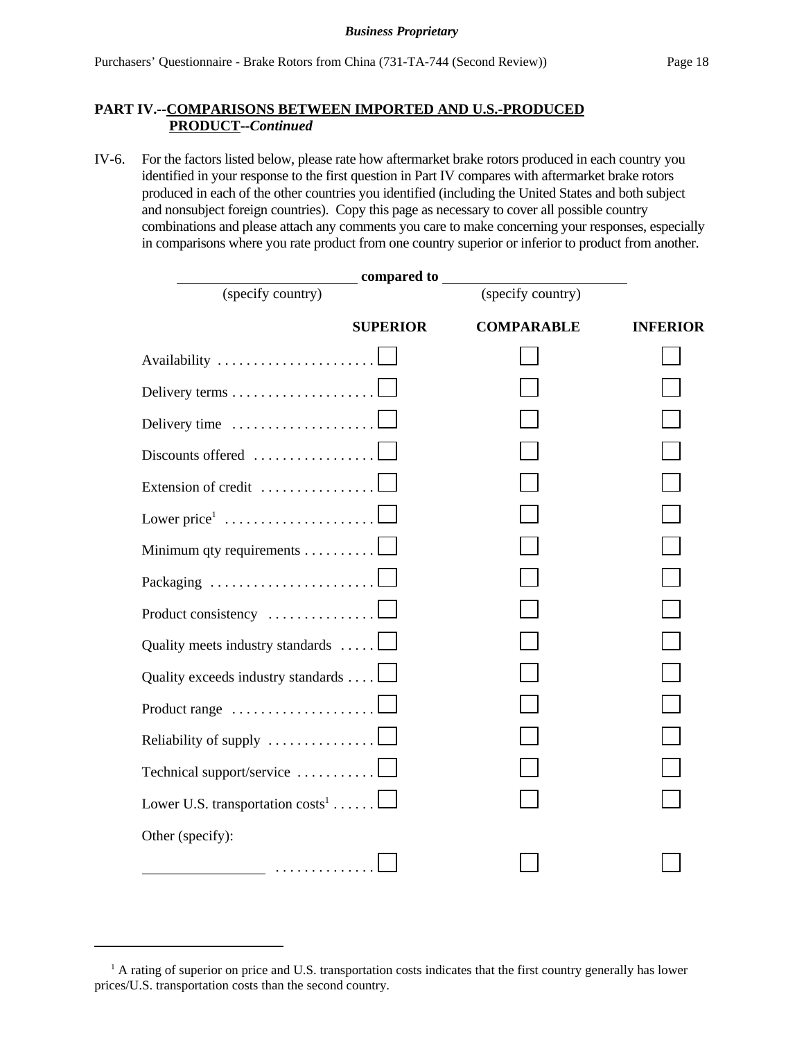## PART IV.--COMPARISONS BETWEEN IMPORTED AND U.S.-PRODUCED PRODUCT--*Continued*

IV-6. For the factors listed below, please rate how aftermarket brake rotors produced in each country you identified in your response to the first question in Part IV compares with aftermarket brake rotors produced in each of the other countries you identified (including the United States and both subject and nonsubject foreign countries). Copy this page as necessary to cover all possible country combinations and please attach any comments you care to make concerning your responses, especially in comparisons where you rate product from one country superior or inferior to product from another.

______________________ **compared to** ______________________
(specify country) (specify country)

| | SUPERIOR | COMPARABLE | INFERIOR |
|---|---|---|---|
| Availability | ☐ | ☐ | ☐ |
| Delivery terms | ☐ | ☐ | ☐ |
| Delivery time | ☐ | ☐ | ☐ |
| Discounts offered | ☐ | ☐ | ☐ |
| Extension of credit | ☐ | ☐ | ☐ |
| Lower price[1] | ☐ | ☐ | ☐ |
| Minimum qty requirements | ☐ | ☐ | ☐ |
| Packaging | ☐ | ☐ | ☐ |
| Product consistency | ☐ | ☐ | ☐ |
| Quality meets industry standards | ☐ | ☐ | ☐ |
| Quality exceeds industry standards | ☐ | ☐ | ☐ |
| Product range | ☐ | ☐ | ☐ |
| Reliability of supply | ☐ | ☐ | ☐ |
| Technical support/service | ☐ | ☐ | ☐ |
| Lower U.S. transportation costs[1] | ☐ | ☐ | ☐ |
| Other (specify): ______________ | ☐ | ☐ | ☐ |

[1] A rating of superior on price and U.S. transportation costs indicates that the first country generally has lower prices/U.S. transportation costs than the second country.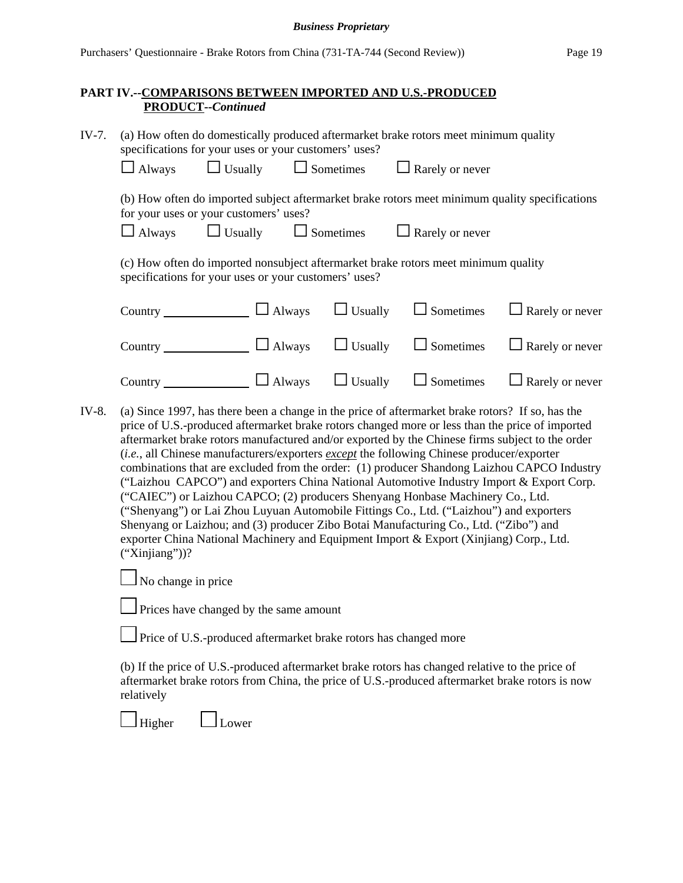## PART IV.--COMPARISONS BETWEEN IMPORTED AND U.S.-PRODUCED PRODUCT--*Continued*

IV-7. (a) How often do domestically produced aftermarket brake rotors meet minimum quality specifications for your uses or your customers' uses?

☐ Always ☐ Usually ☐ Sometimes ☐ Rarely or never

(b) How often do imported subject aftermarket brake rotors meet minimum quality specifications for your uses or your customers' uses?

☐ Always ☐ Usually ☐ Sometimes ☐ Rarely or never

(c) How often do imported nonsubject aftermarket brake rotors meet minimum quality specifications for your uses or your customers' uses?

Country ______________ ☐ Always ☐ Usually ☐ Sometimes ☐ Rarely or never

Country ______________ ☐ Always ☐ Usually ☐ Sometimes ☐ Rarely or never

Country ______________ ☐ Always ☐ Usually ☐ Sometimes ☐ Rarely or never

IV-8. (a) Since 1997, has there been a change in the price of aftermarket brake rotors? If so, has the price of U.S.-produced aftermarket brake rotors changed more or less than the price of imported aftermarket brake rotors manufactured and/or exported by the Chinese firms subject to the order (*i.e.*, all Chinese manufacturers/exporters *__except__* the following Chinese producer/exporter combinations that are excluded from the order: (1) producer Shandong Laizhou CAPCO Industry ("Laizhou CAPCO") and exporters China National Automotive Industry Import & Export Corp. ("CAIEC") or Laizhou CAPCO; (2) producers Shenyang Honbase Machinery Co., Ltd. ("Shenyang") or Lai Zhou Luyuan Automobile Fittings Co., Ltd. ("Laizhou") and exporters Shenyang or Laizhou; and (3) producer Zibo Botai Manufacturing Co., Ltd. ("Zibo") and exporter China National Machinery and Equipment Import & Export (Xinjiang) Corp., Ltd. ("Xinjiang"))?

☐ No change in price

☐ Prices have changed by the same amount

☐ Price of U.S.-produced aftermarket brake rotors has changed more

(b) If the price of U.S.-produced aftermarket brake rotors has changed relative to the price of aftermarket brake rotors from China, the price of U.S.-produced aftermarket brake rotors is now relatively

☐ Higher ☐ Lower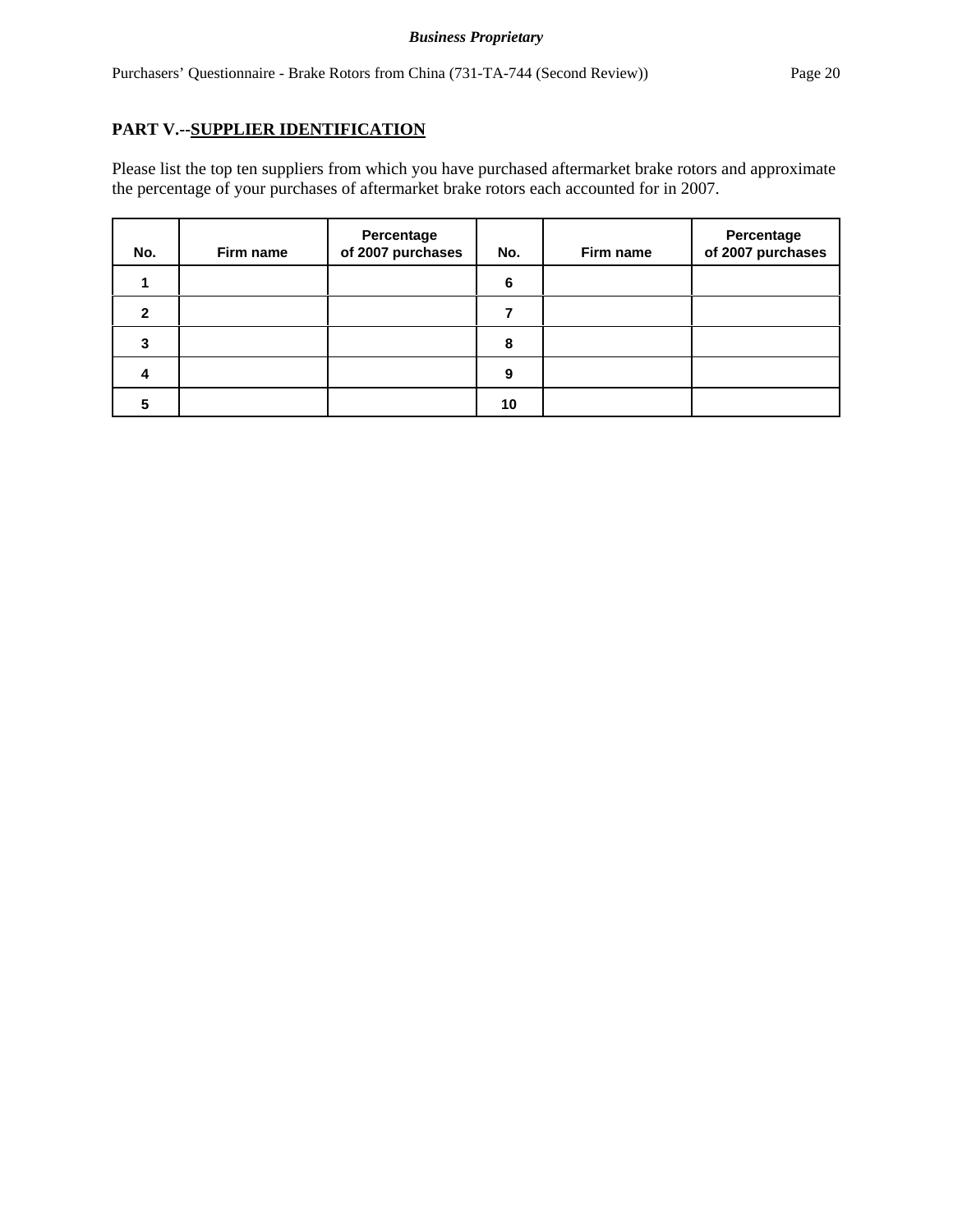## PART V.--SUPPLIER IDENTIFICATION

Please list the top ten suppliers from which you have purchased aftermarket brake rotors and approximate the percentage of your purchases of aftermarket brake rotors each accounted for in 2007.

| No. | Firm name | Percentage of 2007 purchases | No. | Firm name | Percentage of 2007 purchases |
|---|---|---|---|---|---|
| 1 | | | 6 | | |
| 2 | | | 7 | | |
| 3 | | | 8 | | |
| 4 | | | 9 | | |
| 5 | | | 10 | | |